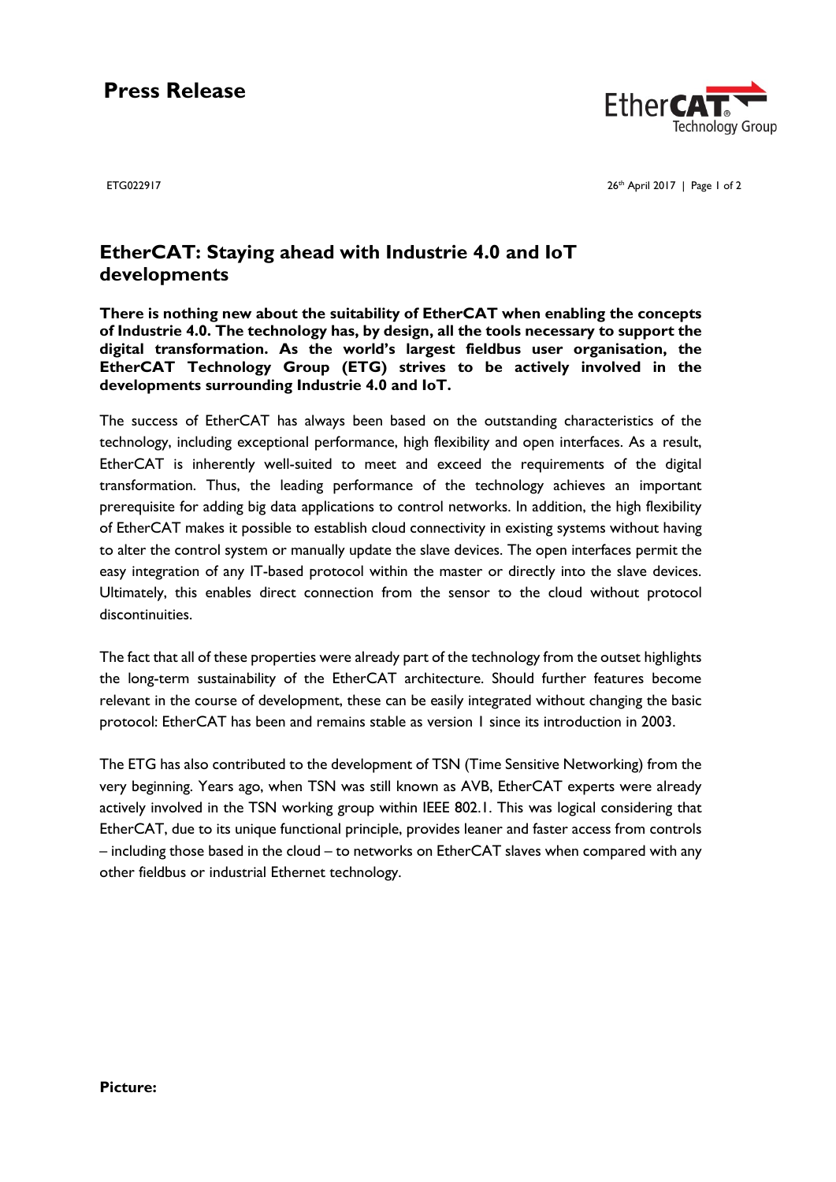# Press Release

ETG022917

26th April 2017

## EtherCAT: Staying ahead with Industrie 4.0 and IoT developments

**There is nothing new about the suitability of EtherCAT when enabling the concepts of Industrie 4.0. The technology has, by design, all the tools necessary to support the digital transformation. As the world's largest fieldbus user organisation, the EtherCAT Technology Group (ETG) strives to be actively involved in the developments surrounding Industrie 4.0 and IoT.**

The success of EtherCAT has always been based on the outstanding characteristics of the technology, including exceptional performance, high flexibility and open interfaces. As a result, EtherCAT is inherently well-suited to meet and exceed the requirements of the digital transformation. Thus, the leading performance of the technology achieves an important prerequisite for adding big data applications to control networks. In addition, the high flexibility of EtherCAT makes it possible to establish cloud connectivity in existing systems without having to alter the control system or manually update the slave devices. The open interfaces permit the easy integration of any IT-based protocol within the master or directly into the slave devices. Ultimately, this enables direct connection from the sensor to the cloud without protocol discontinuities.

The fact that all of these properties were already part of the technology from the outset highlights the long-term sustainability of the EtherCAT architecture. Should further features become relevant in the course of development, these can be easily integrated without changing the basic protocol: EtherCAT has been and remains stable as version 1 since its introduction in 2003.

The ETG has also contributed to the development of TSN (Time Sensitive Networking) from the very beginning. Years ago, when TSN was still known as AVB, EtherCAT experts were already actively involved in the TSN working group within IEEE 802.1. This was logical considering that EtherCAT, due to its unique functional principle, provides leaner and faster access from controls – including those based in the cloud – to networks on EtherCAT slaves when compared with any other fieldbus or industrial Ethernet technology.

**Picture:**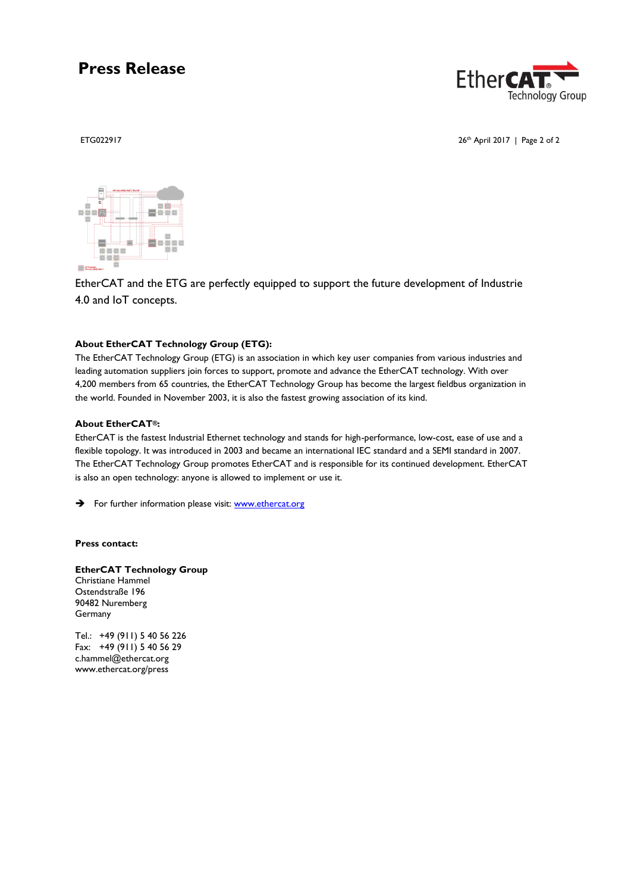EtherCAT and the ETG are perfectly equipped to support the future development of Industrie 4.0 and IoT concepts.

**About EtherCAT Technology Group (ETG):**

The EtherCAT Technology Group (ETG) is an association in which key user companies from various industries and leading automation suppliers join forces to support, promote and advance the EtherCAT technology. With over 4,200 members from 65 countries, the EtherCAT Technology Group has become the largest fieldbus organization in the world. Founded in November 2003, it is also the fastest growing association of its kind.

**About EtherCAT®:**

EtherCAT is the fastest Industrial Ethernet technology and stands for high-performance, low-cost, ease of use and a flexible topology. It was introduced in 2003 and became an international IEC standard and a SEMI standard in 2007. The EtherCAT Technology Group promotes EtherCAT and is responsible for its continued development. EtherCAT is also an open technology: anyone is allowed to implement or use it.

➔ For further information please visit: www.ethercat.org

**Press contact:**

**EtherCAT Technology Group**
Christiane Hammel
Ostendstraße 196
90482 Nuremberg
Germany

Tel.: +49 (911) 5 40 56 226
Fax: +49 (911) 5 40 56 29
c.hammel@ethercat.org
www.ethercat.org/press